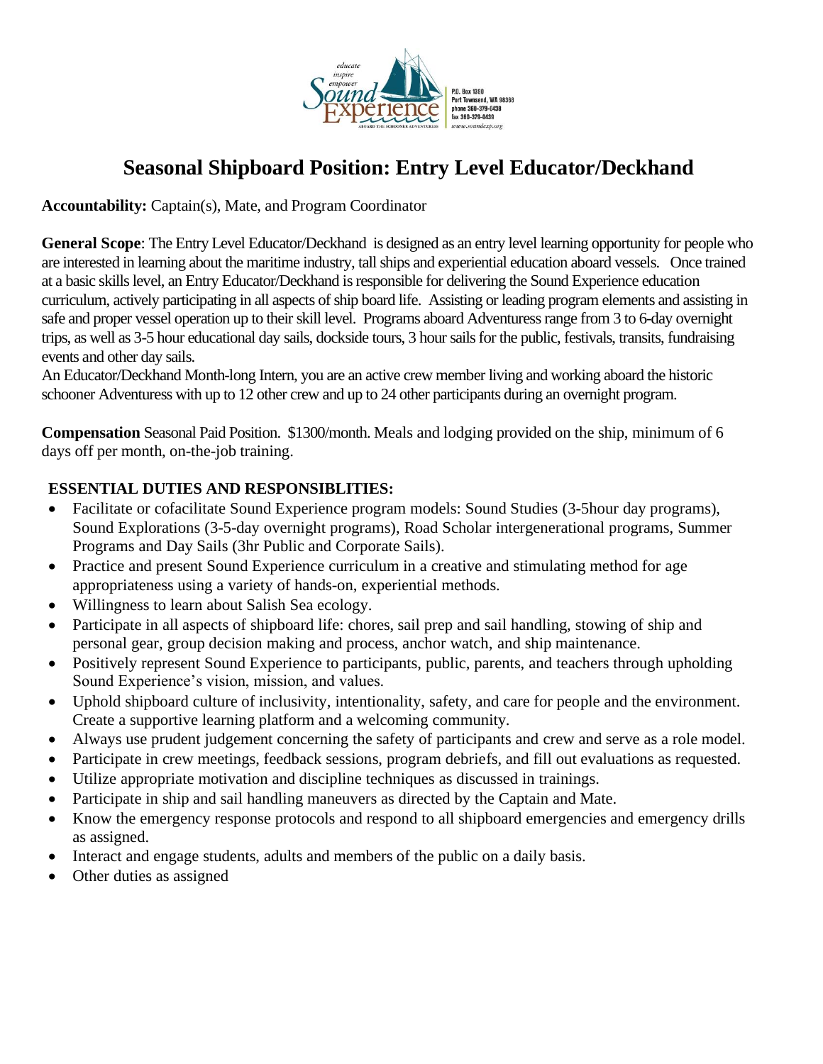educate
inspire
empower
Sound Experience
ABOARD THE SCHOONER ADVENTURESS

P.O. Box 1390
Port Townsend, WA 98368
phone 360-379-0438
fax 360-379-0439
www.soundexp.org

# Seasonal Shipboard Position: Entry Level Educator/Deckhand

**Accountability:** Captain(s), Mate, and Program Coordinator

**General Scope**: The Entry Level Educator/Deckhand is designed as an entry level learning opportunity for people who are interested in learning about the maritime industry, tall ships and experiential education aboard vessels. Once trained at a basic skills level, an Entry Educator/Deckhand is responsible for delivering the Sound Experience education curriculum, actively participating in all aspects of ship board life. Assisting or leading program elements and assisting in safe and proper vessel operation up to their skill level. Programs aboard Adventuress range from 3 to 6-day overnight trips, as well as 3-5 hour educational day sails, dockside tours, 3 hour sails for the public, festivals, transits, fundraising events and other day sails.
An Educator/Deckhand Month-long Intern, you are an active crew member living and working aboard the historic schooner Adventuress with up to 12 other crew and up to 24 other participants during an overnight program.

**Compensation** Seasonal Paid Position. $1300/month. Meals and lodging provided on the ship, minimum of 6 days off per month, on-the-job training.

**ESSENTIAL DUTIES AND RESPONSIBLITIES:**

- Facilitate or cofacilitate Sound Experience program models: Sound Studies (3-5hour day programs), Sound Explorations (3-5-day overnight programs), Road Scholar intergenerational programs, Summer Programs and Day Sails (3hr Public and Corporate Sails).
- Practice and present Sound Experience curriculum in a creative and stimulating method for age appropriateness using a variety of hands-on, experiential methods.
- Willingness to learn about Salish Sea ecology.
- Participate in all aspects of shipboard life: chores, sail prep and sail handling, stowing of ship and personal gear, group decision making and process, anchor watch, and ship maintenance.
- Positively represent Sound Experience to participants, public, parents, and teachers through upholding Sound Experience's vision, mission, and values.
- Uphold shipboard culture of inclusivity, intentionality, safety, and care for people and the environment. Create a supportive learning platform and a welcoming community.
- Always use prudent judgement concerning the safety of participants and crew and serve as a role model.
- Participate in crew meetings, feedback sessions, program debriefs, and fill out evaluations as requested.
- Utilize appropriate motivation and discipline techniques as discussed in trainings.
- Participate in ship and sail handling maneuvers as directed by the Captain and Mate.
- Know the emergency response protocols and respond to all shipboard emergencies and emergency drills as assigned.
- Interact and engage students, adults and members of the public on a daily basis.
- Other duties as assigned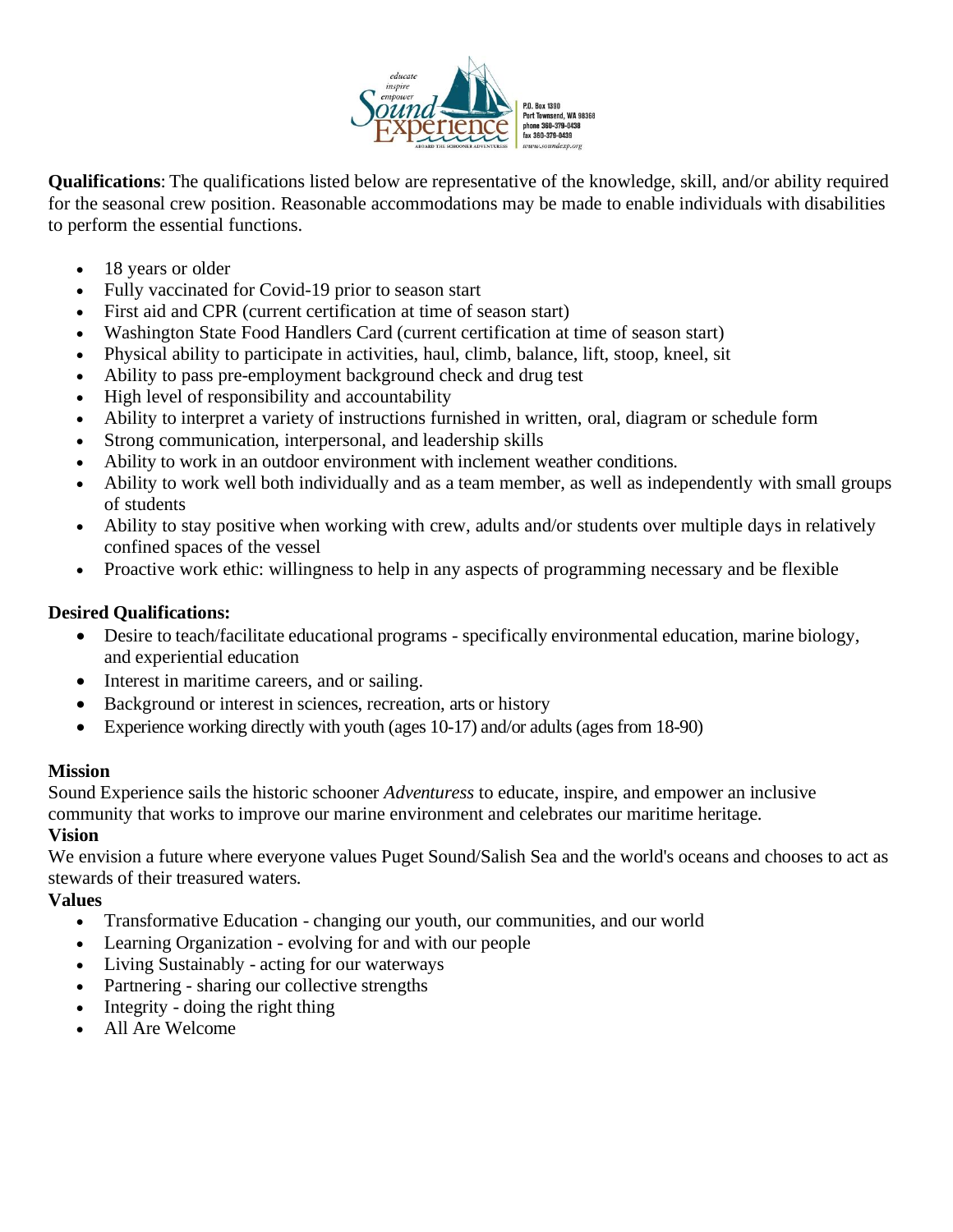**Qualifications**: The qualifications listed below are representative of the knowledge, skill, and/or ability required for the seasonal crew position. Reasonable accommodations may be made to enable individuals with disabilities to perform the essential functions.

- 18 years or older
- Fully vaccinated for Covid-19 prior to season start
- First aid and CPR (current certification at time of season start)
- Washington State Food Handlers Card (current certification at time of season start)
- Physical ability to participate in activities, haul, climb, balance, lift, stoop, kneel, sit
- Ability to pass pre-employment background check and drug test
- High level of responsibility and accountability
- Ability to interpret a variety of instructions furnished in written, oral, diagram or schedule form
- Strong communication, interpersonal, and leadership skills
- Ability to work in an outdoor environment with inclement weather conditions.
- Ability to work well both individually and as a team member, as well as independently with small groups of students
- Ability to stay positive when working with crew, adults and/or students over multiple days in relatively confined spaces of the vessel
- Proactive work ethic: willingness to help in any aspects of programming necessary and be flexible

**Desired Qualifications:**

- Desire to teach/facilitate educational programs - specifically environmental education, marine biology, and experiential education
- Interest in maritime careers, and or sailing.
- Background or interest in sciences, recreation, arts or history
- Experience working directly with youth (ages 10-17) and/or adults (ages from 18-90)

**Mission**

Sound Experience sails the historic schooner *Adventuress* to educate, inspire, and empower an inclusive community that works to improve our marine environment and celebrates our maritime heritage.

**Vision**

We envision a future where everyone values Puget Sound/Salish Sea and the world's oceans and chooses to act as stewards of their treasured waters.

**Values**

- Transformative Education - changing our youth, our communities, and our world
- Learning Organization - evolving for and with our people
- Living Sustainably - acting for our waterways
- Partnering - sharing our collective strengths
- Integrity - doing the right thing
- All Are Welcome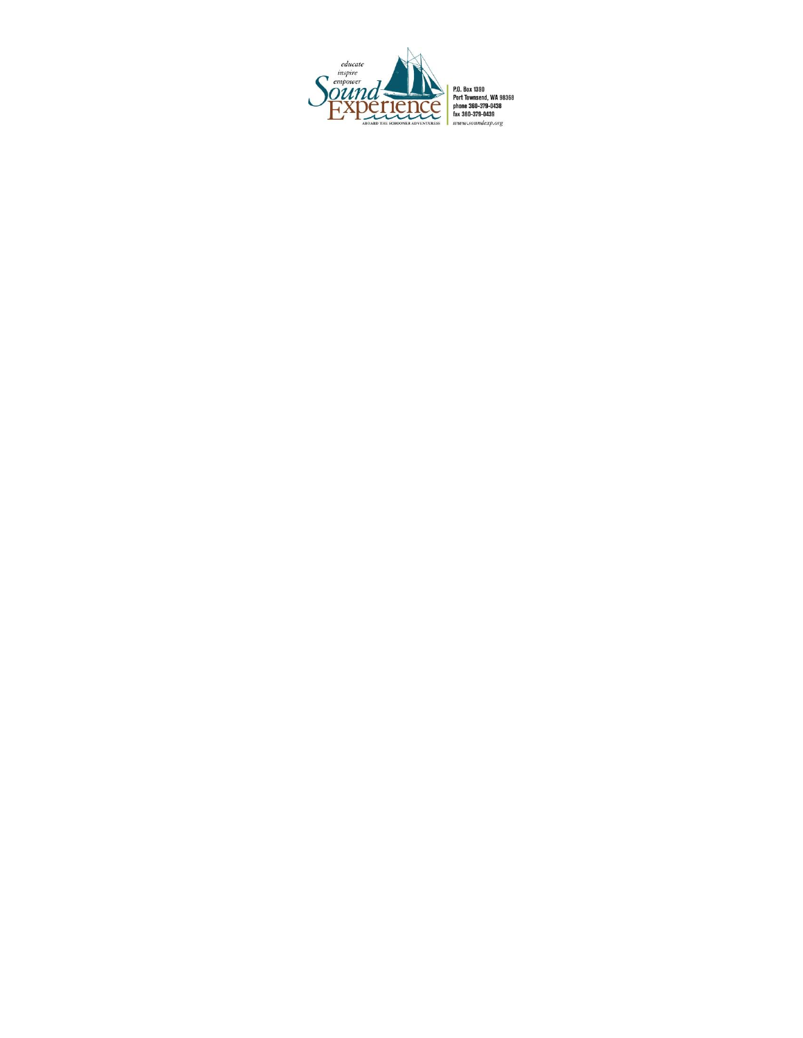educate
inspire
empower

Sound Experience

ABOARD THE SCHOONER ADVENTURESS

P.O. Box 1390
Port Townsend, WA 98368
phone 360-379-0438
fax 360-379-0439
www.soundexp.org